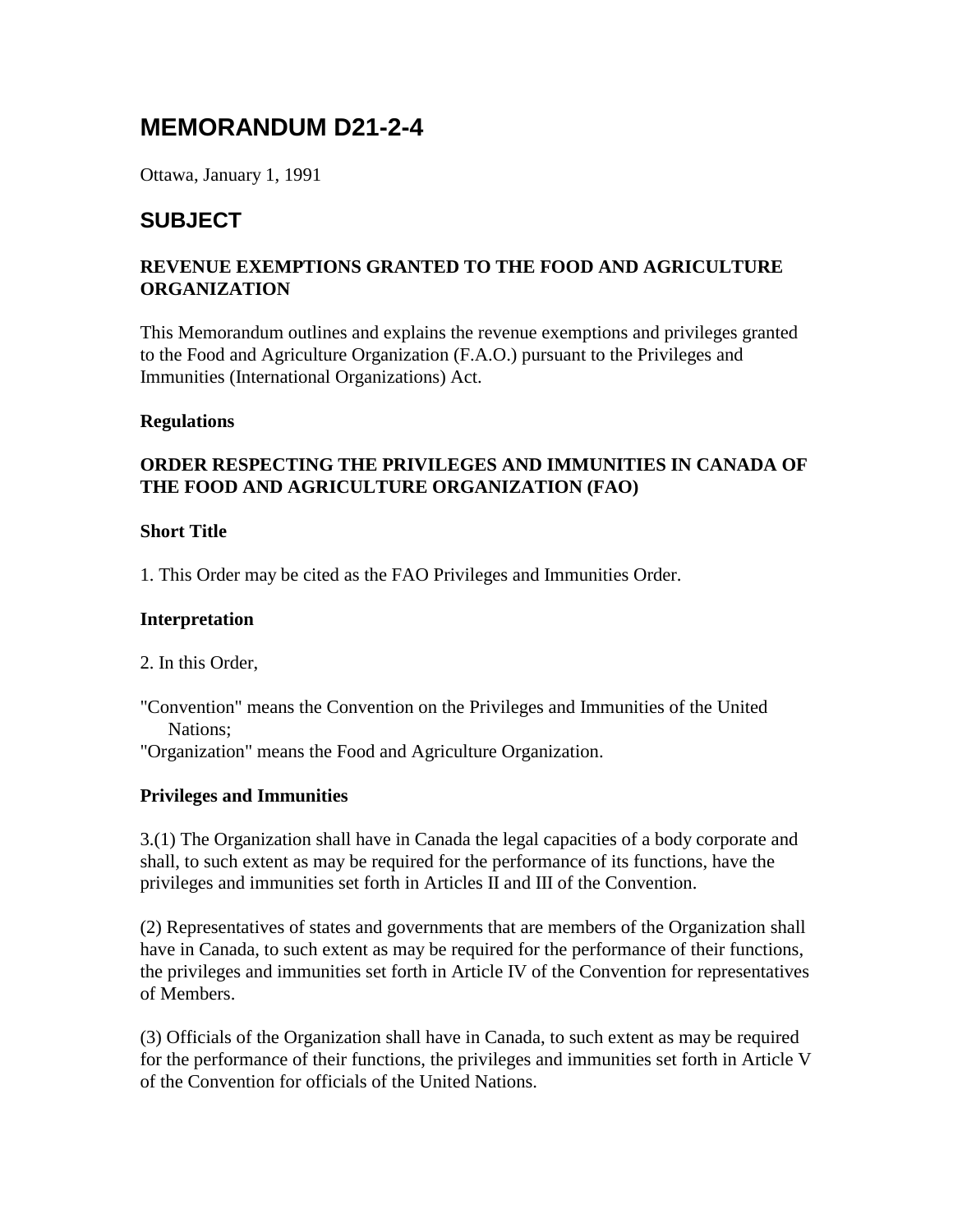# MEMORANDUM D21-2-4

Ottawa, January 1, 1991

## SUBJECT

### REVENUE EXEMPTIONS GRANTED TO THE FOOD AND AGRICULTURE ORGANIZATION

This Memorandum outlines and explains the revenue exemptions and privileges granted to the Food and Agriculture Organization (F.A.O.) pursuant to the Privileges and Immunities (International Organizations) Act.

**Regulations**

**ORDER RESPECTING THE PRIVILEGES AND IMMUNITIES IN CANADA OF THE FOOD AND AGRICULTURE ORGANIZATION (FAO)**

**Short Title**

1. This Order may be cited as the FAO Privileges and Immunities Order.

**Interpretation**

2. In this Order,

"Convention" means the Convention on the Privileges and Immunities of the United Nations;
"Organization" means the Food and Agriculture Organization.

**Privileges and Immunities**

3.(1) The Organization shall have in Canada the legal capacities of a body corporate and shall, to such extent as may be required for the performance of its functions, have the privileges and immunities set forth in Articles II and III of the Convention.

(2) Representatives of states and governments that are members of the Organization shall have in Canada, to such extent as may be required for the performance of their functions, the privileges and immunities set forth in Article IV of the Convention for representatives of Members.

(3) Officials of the Organization shall have in Canada, to such extent as may be required for the performance of their functions, the privileges and immunities set forth in Article V of the Convention for officials of the United Nations.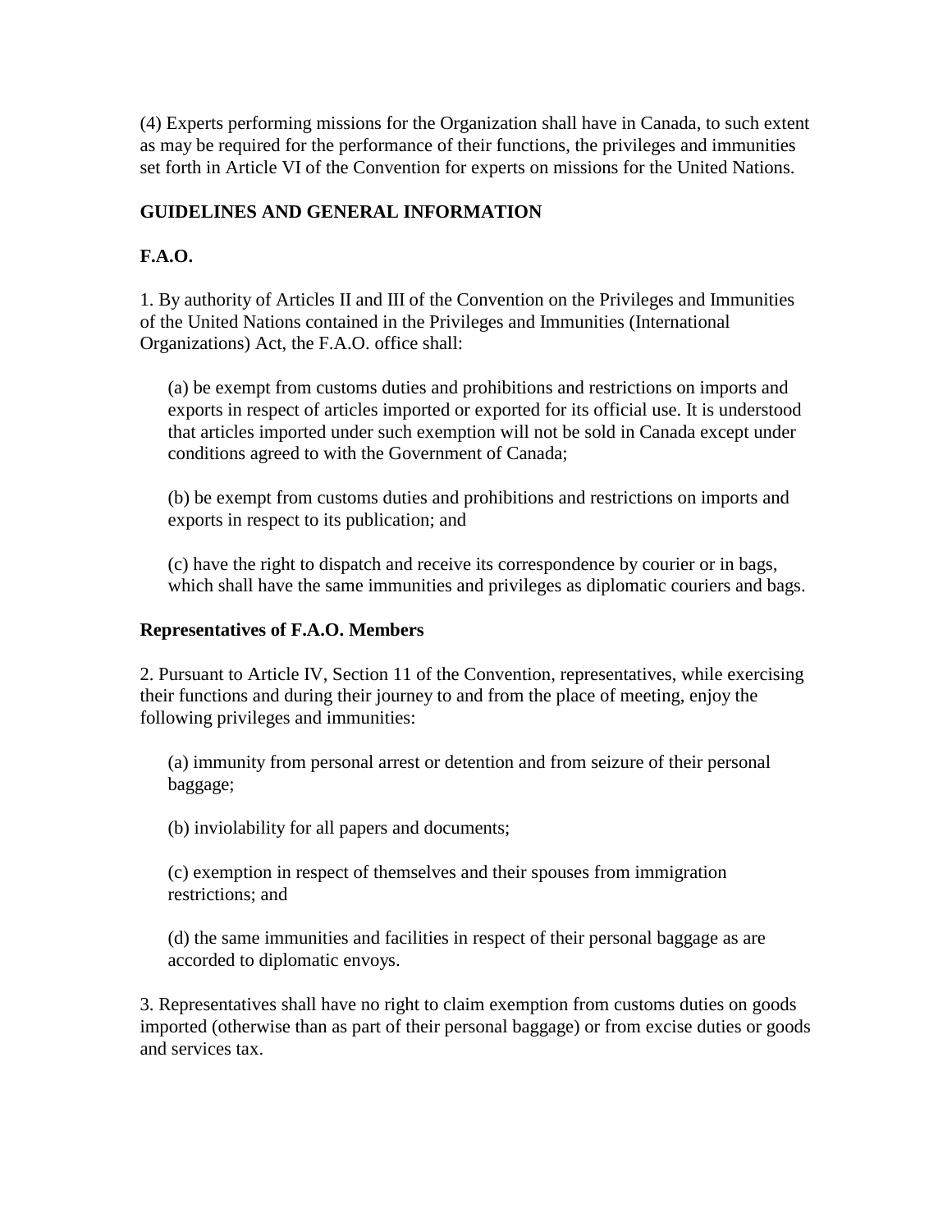(4) Experts performing missions for the Organization shall have in Canada, to such extent as may be required for the performance of their functions, the privileges and immunities set forth in Article VI of the Convention for experts on missions for the United Nations.

**GUIDELINES AND GENERAL INFORMATION**

**F.A.O.**

1. By authority of Articles II and III of the Convention on the Privileges and Immunities of the United Nations contained in the Privileges and Immunities (International Organizations) Act, the F.A.O. office shall:

   (a) be exempt from customs duties and prohibitions and restrictions on imports and exports in respect of articles imported or exported for its official use. It is understood that articles imported under such exemption will not be sold in Canada except under conditions agreed to with the Government of Canada;

   (b) be exempt from customs duties and prohibitions and restrictions on imports and exports in respect to its publication; and

   (c) have the right to dispatch and receive its correspondence by courier or in bags, which shall have the same immunities and privileges as diplomatic couriers and bags.

**Representatives of F.A.O. Members**

2. Pursuant to Article IV, Section 11 of the Convention, representatives, while exercising their functions and during their journey to and from the place of meeting, enjoy the following privileges and immunities:

   (a) immunity from personal arrest or detention and from seizure of their personal baggage;

   (b) inviolability for all papers and documents;

   (c) exemption in respect of themselves and their spouses from immigration restrictions; and

   (d) the same immunities and facilities in respect of their personal baggage as are accorded to diplomatic envoys.

3. Representatives shall have no right to claim exemption from customs duties on goods imported (otherwise than as part of their personal baggage) or from excise duties or goods and services tax.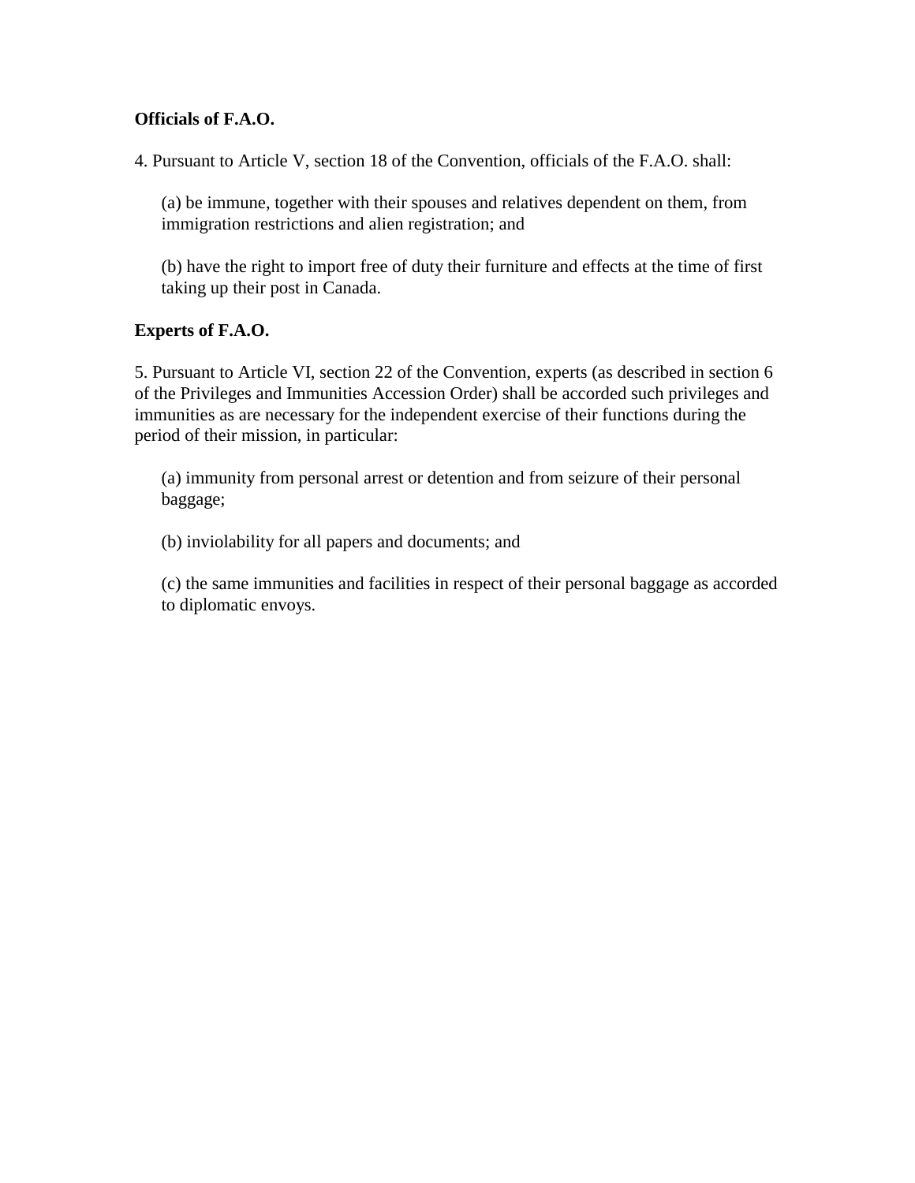**Officials of F.A.O.**

4. Pursuant to Article V, section 18 of the Convention, officials of the F.A.O. shall:

(a) be immune, together with their spouses and relatives dependent on them, from immigration restrictions and alien registration; and

(b) have the right to import free of duty their furniture and effects at the time of first taking up their post in Canada.

**Experts of F.A.O.**

5. Pursuant to Article VI, section 22 of the Convention, experts (as described in section 6 of the Privileges and Immunities Accession Order) shall be accorded such privileges and immunities as are necessary for the independent exercise of their functions during the period of their mission, in particular:

(a) immunity from personal arrest or detention and from seizure of their personal baggage;

(b) inviolability for all papers and documents; and

(c) the same immunities and facilities in respect of their personal baggage as accorded to diplomatic envoys.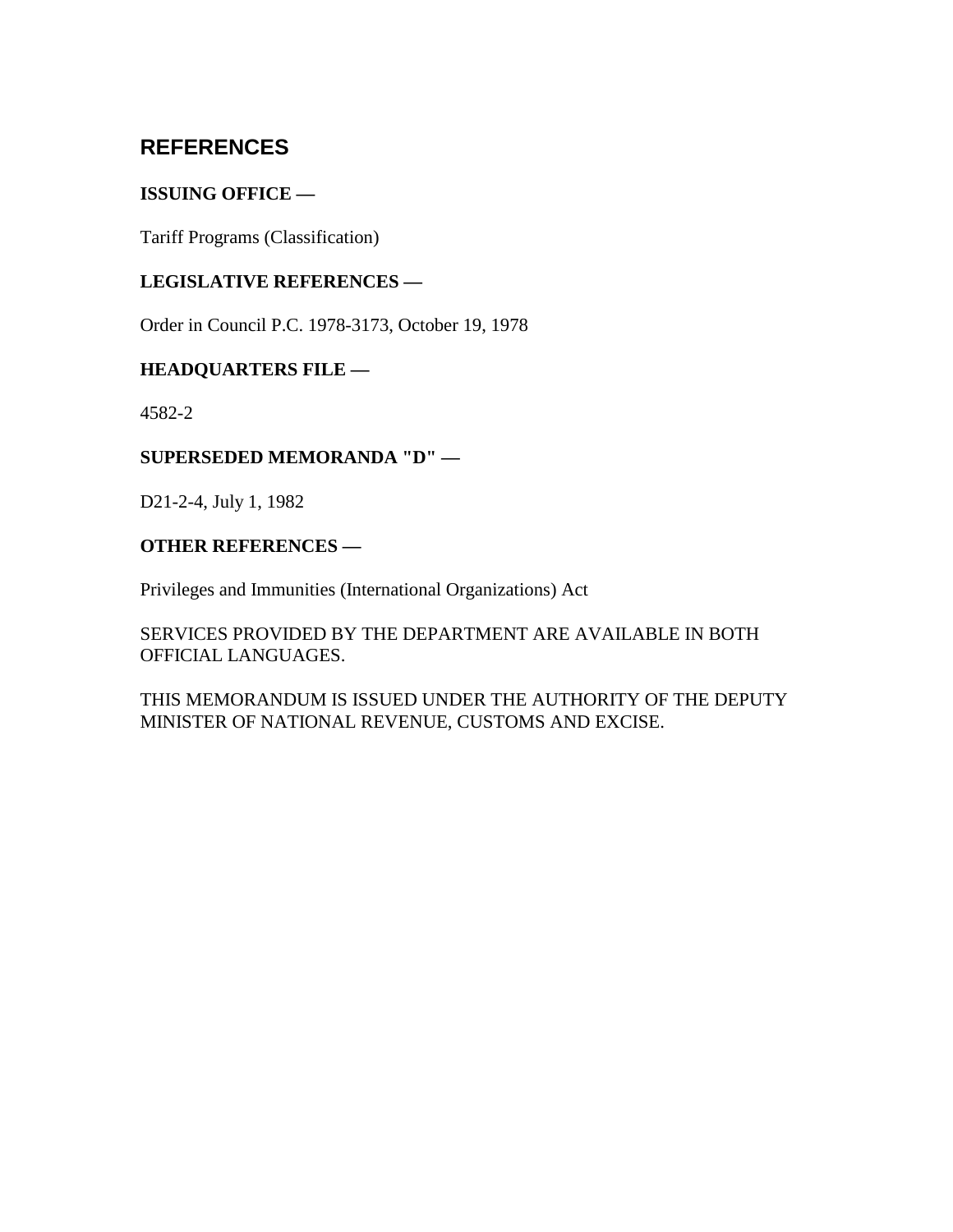## REFERENCES

**ISSUING OFFICE —**

Tariff Programs (Classification)

**LEGISLATIVE REFERENCES —**

Order in Council P.C. 1978-3173, October 19, 1978

**HEADQUARTERS FILE —**

4582-2

**SUPERSEDED MEMORANDA "D" —**

D21-2-4, July 1, 1982

**OTHER REFERENCES —**

Privileges and Immunities (International Organizations) Act

SERVICES PROVIDED BY THE DEPARTMENT ARE AVAILABLE IN BOTH OFFICIAL LANGUAGES.

THIS MEMORANDUM IS ISSUED UNDER THE AUTHORITY OF THE DEPUTY MINISTER OF NATIONAL REVENUE, CUSTOMS AND EXCISE.